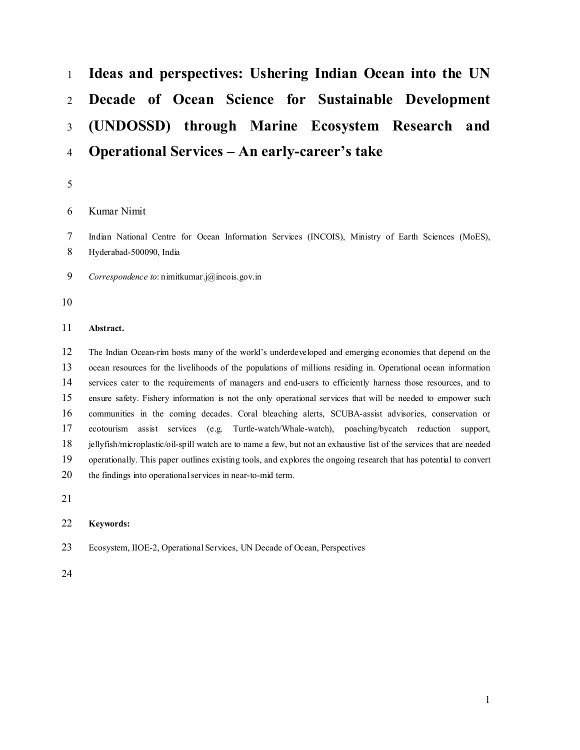# Ideas and perspectives: Ushering Indian Ocean into the UN Decade of Ocean Science for Sustainable Development (UNDOSSD) through Marine Ecosystem Research and Operational Services – An early-career's take

Kumar Nimit

Indian National Centre for Ocean Information Services (INCOIS), Ministry of Earth Sciences (MoES), Hyderabad-500090, India

*Correspondence to*: nimitkumar.j@incois.gov.in

**Abstract.**

The Indian Ocean-rim hosts many of the world's underdeveloped and emerging economies that depend on the ocean resources for the livelihoods of the populations of millions residing in. Operational ocean information services cater to the requirements of managers and end-users to efficiently harness those resources, and to ensure safety. Fishery information is not the only operational services that will be needed to empower such communities in the coming decades. Coral bleaching alerts, SCUBA-assist advisories, conservation or ecotourism assist services (e.g. Turtle-watch/Whale-watch), poaching/bycatch reduction support, jellyfish/microplastic/oil-spill watch are to name a few, but not an exhaustive list of the services that are needed operationally. This paper outlines existing tools, and explores the ongoing research that has potential to convert the findings into operational services in near-to-mid term.

**Keywords:**

Ecosystem, IIOE-2, Operational Services, UN Decade of Ocean, Perspectives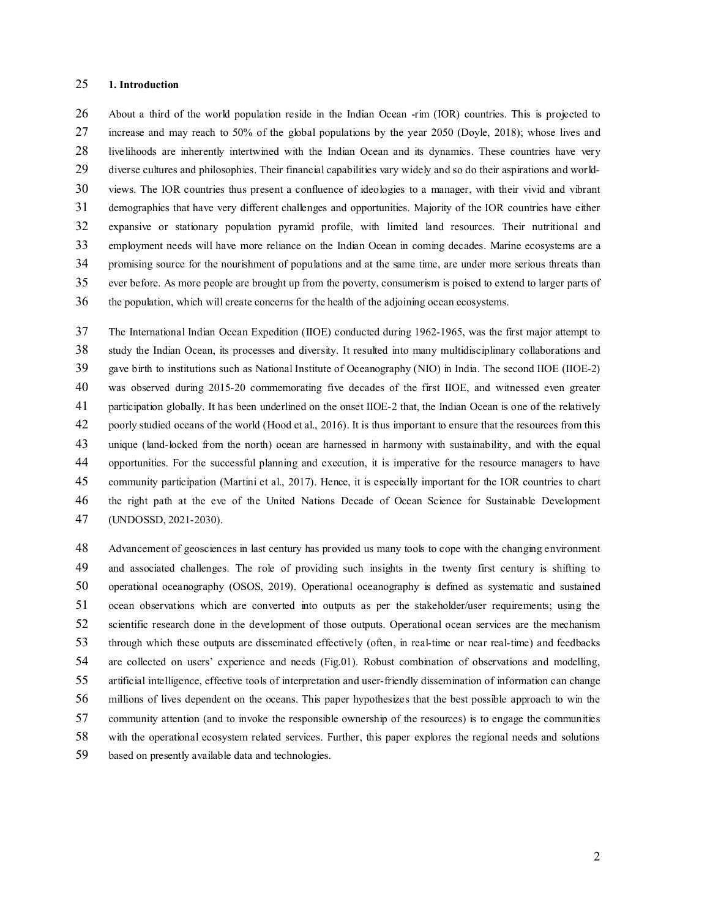## 1. Introduction

About a third of the world population reside in the Indian Ocean -rim (IOR) countries. This is projected to increase and may reach to 50% of the global populations by the year 2050 (Doyle, 2018); whose lives and livelihoods are inherently intertwined with the Indian Ocean and its dynamics. These countries have very diverse cultures and philosophies. Their financial capabilities vary widely and so do their aspirations and world-views. The IOR countries thus present a confluence of ideologies to a manager, with their vivid and vibrant demographics that have very different challenges and opportunities. Majority of the IOR countries have either expansive or stationary population pyramid profile, with limited land resources. Their nutritional and employment needs will have more reliance on the Indian Ocean in coming decades. Marine ecosystems are a promising source for the nourishment of populations and at the same time, are under more serious threats than ever before. As more people are brought up from the poverty, consumerism is poised to extend to larger parts of the population, which will create concerns for the health of the adjoining ocean ecosystems.

The International Indian Ocean Expedition (IIOE) conducted during 1962-1965, was the first major attempt to study the Indian Ocean, its processes and diversity. It resulted into many multidisciplinary collaborations and gave birth to institutions such as National Institute of Oceanography (NIO) in India. The second IIOE (IIOE-2) was observed during 2015-20 commemorating five decades of the first IIOE, and witnessed even greater participation globally. It has been underlined on the onset IIOE-2 that, the Indian Ocean is one of the relatively poorly studied oceans of the world (Hood et al., 2016). It is thus important to ensure that the resources from this unique (land-locked from the north) ocean are harnessed in harmony with sustainability, and with the equal opportunities. For the successful planning and execution, it is imperative for the resource managers to have community participation (Martini et al., 2017). Hence, it is especially important for the IOR countries to chart the right path at the eve of the United Nations Decade of Ocean Science for Sustainable Development (UNDOSSD, 2021-2030).

Advancement of geosciences in last century has provided us many tools to cope with the changing environment and associated challenges. The role of providing such insights in the twenty first century is shifting to operational oceanography (OSOS, 2019). Operational oceanography is defined as systematic and sustained ocean observations which are converted into outputs as per the stakeholder/user requirements; using the scientific research done in the development of those outputs. Operational ocean services are the mechanism through which these outputs are disseminated effectively (often, in real-time or near real-time) and feedbacks are collected on users' experience and needs (Fig.01). Robust combination of observations and modelling, artificial intelligence, effective tools of interpretation and user-friendly dissemination of information can change millions of lives dependent on the oceans. This paper hypothesizes that the best possible approach to win the community attention (and to invoke the responsible ownership of the resources) is to engage the communities with the operational ecosystem related services. Further, this paper explores the regional needs and solutions based on presently available data and technologies.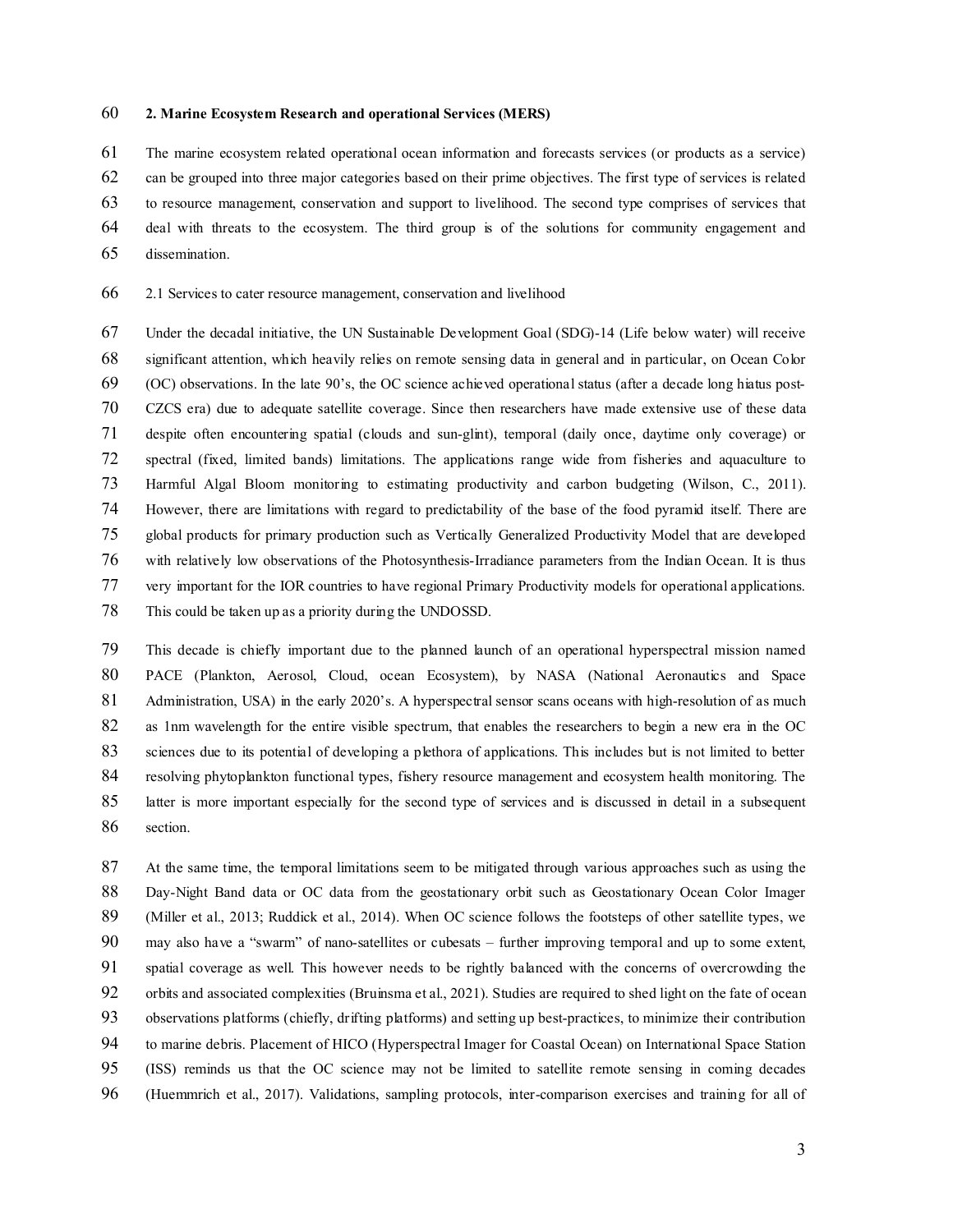## 2. Marine Ecosystem Research and operational Services (MERS)

The marine ecosystem related operational ocean information and forecasts services (or products as a service) can be grouped into three major categories based on their prime objectives. The first type of services is related to resource management, conservation and support to livelihood. The second type comprises of services that deal with threats to the ecosystem. The third group is of the solutions for community engagement and dissemination.

### 2.1 Services to cater resource management, conservation and livelihood

Under the decadal initiative, the UN Sustainable Development Goal (SDG)-14 (Life below water) will receive significant attention, which heavily relies on remote sensing data in general and in particular, on Ocean Color (OC) observations. In the late 90's, the OC science achieved operational status (after a decade long hiatus post-CZCS era) due to adequate satellite coverage. Since then researchers have made extensive use of these data despite often encountering spatial (clouds and sun-glint), temporal (daily once, daytime only coverage) or spectral (fixed, limited bands) limitations. The applications range wide from fisheries and aquaculture to Harmful Algal Bloom monitoring to estimating productivity and carbon budgeting (Wilson, C., 2011). However, there are limitations with regard to predictability of the base of the food pyramid itself. There are global products for primary production such as Vertically Generalized Productivity Model that are developed with relatively low observations of the Photosynthesis-Irradiance parameters from the Indian Ocean. It is thus very important for the IOR countries to have regional Primary Productivity models for operational applications. This could be taken up as a priority during the UNDOSSD.

This decade is chiefly important due to the planned launch of an operational hyperspectral mission named PACE (Plankton, Aerosol, Cloud, ocean Ecosystem), by NASA (National Aeronautics and Space Administration, USA) in the early 2020's. A hyperspectral sensor scans oceans with high-resolution of as much as 1nm wavelength for the entire visible spectrum, that enables the researchers to begin a new era in the OC sciences due to its potential of developing a plethora of applications. This includes but is not limited to better resolving phytoplankton functional types, fishery resource management and ecosystem health monitoring. The latter is more important especially for the second type of services and is discussed in detail in a subsequent section.

At the same time, the temporal limitations seem to be mitigated through various approaches such as using the Day-Night Band data or OC data from the geostationary orbit such as Geostationary Ocean Color Imager (Miller et al., 2013; Ruddick et al., 2014). When OC science follows the footsteps of other satellite types, we may also have a "swarm" of nano-satellites or cubesats – further improving temporal and up to some extent, spatial coverage as well. This however needs to be rightly balanced with the concerns of overcrowding the orbits and associated complexities (Bruinsma et al., 2021). Studies are required to shed light on the fate of ocean observations platforms (chiefly, drifting platforms) and setting up best-practices, to minimize their contribution to marine debris. Placement of HICO (Hyperspectral Imager for Coastal Ocean) on International Space Station (ISS) reminds us that the OC science may not be limited to satellite remote sensing in coming decades (Huemmrich et al., 2017). Validations, sampling protocols, inter-comparison exercises and training for all of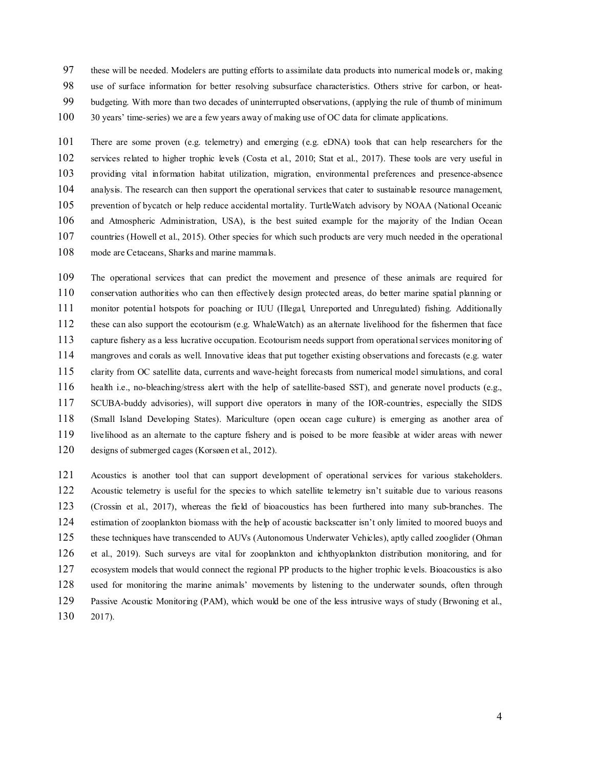these will be needed. Modelers are putting efforts to assimilate data products into numerical models or, making use of surface information for better resolving subsurface characteristics. Others strive for carbon, or heat-budgeting. With more than two decades of uninterrupted observations, (applying the rule of thumb of minimum 30 years' time-series) we are a few years away of making use of OC data for climate applications.

There are some proven (e.g. telemetry) and emerging (e.g. eDNA) tools that can help researchers for the services related to higher trophic levels (Costa et al., 2010; Stat et al., 2017). These tools are very useful in providing vital information habitat utilization, migration, environmental preferences and presence-absence analysis. The research can then support the operational services that cater to sustainable resource management, prevention of bycatch or help reduce accidental mortality. TurtleWatch advisory by NOAA (National Oceanic and Atmospheric Administration, USA), is the best suited example for the majority of the Indian Ocean countries (Howell et al., 2015). Other species for which such products are very much needed in the operational mode are Cetaceans, Sharks and marine mammals.

The operational services that can predict the movement and presence of these animals are required for conservation authorities who can then effectively design protected areas, do better marine spatial planning or monitor potential hotspots for poaching or IUU (Illegal, Unreported and Unregulated) fishing. Additionally these can also support the ecotourism (e.g. WhaleWatch) as an alternate livelihood for the fishermen that face capture fishery as a less lucrative occupation. Ecotourism needs support from operational services monitoring of mangroves and corals as well. Innovative ideas that put together existing observations and forecasts (e.g. water clarity from OC satellite data, currents and wave-height forecasts from numerical model simulations, and coral health i.e., no-bleaching/stress alert with the help of satellite-based SST), and generate novel products (e.g., SCUBA-buddy advisories), will support dive operators in many of the IOR-countries, especially the SIDS (Small Island Developing States). Mariculture (open ocean cage culture) is emerging as another area of livelihood as an alternate to the capture fishery and is poised to be more feasible at wider areas with newer designs of submerged cages (Korsøen et al., 2012).

Acoustics is another tool that can support development of operational services for various stakeholders. Acoustic telemetry is useful for the species to which satellite telemetry isn't suitable due to various reasons (Crossin et al., 2017), whereas the field of bioacoustics has been furthered into many sub-branches. The estimation of zooplankton biomass with the help of acoustic backscatter isn't only limited to moored buoys and these techniques have transcended to AUVs (Autonomous Underwater Vehicles), aptly called zooglider (Ohman et al., 2019). Such surveys are vital for zooplankton and ichthyoplankton distribution monitoring, and for ecosystem models that would connect the regional PP products to the higher trophic levels. Bioacoustics is also used for monitoring the marine animals' movements by listening to the underwater sounds, often through Passive Acoustic Monitoring (PAM), which would be one of the less intrusive ways of study (Brwoning et al., 2017).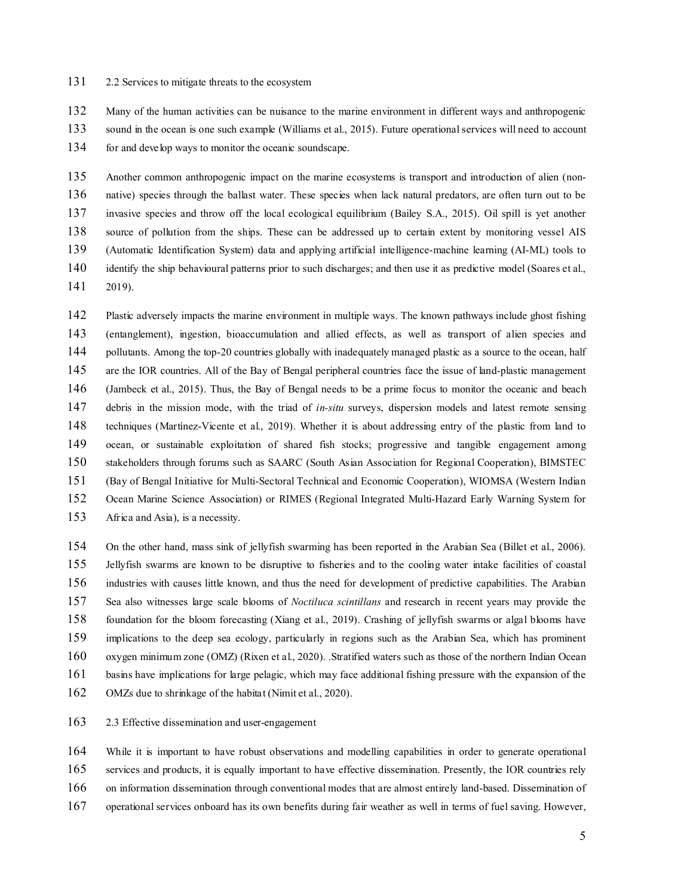### 2.2 Services to mitigate threats to the ecosystem

Many of the human activities can be nuisance to the marine environment in different ways and anthropogenic sound in the ocean is one such example (Williams et al., 2015). Future operational services will need to account for and develop ways to monitor the oceanic soundscape.

Another common anthropogenic impact on the marine ecosystems is transport and introduction of alien (non-native) species through the ballast water. These species when lack natural predators, are often turn out to be invasive species and throw off the local ecological equilibrium (Bailey S.A., 2015). Oil spill is yet another source of pollution from the ships. These can be addressed up to certain extent by monitoring vessel AIS (Automatic Identification System) data and applying artificial intelligence-machine learning (AI-ML) tools to identify the ship behavioural patterns prior to such discharges; and then use it as predictive model (Soares et al., 2019).

Plastic adversely impacts the marine environment in multiple ways. The known pathways include ghost fishing (entanglement), ingestion, bioaccumulation and allied effects, as well as transport of alien species and pollutants. Among the top-20 countries globally with inadequately managed plastic as a source to the ocean, half are the IOR countries. All of the Bay of Bengal peripheral countries face the issue of land-plastic management (Jambeck et al., 2015). Thus, the Bay of Bengal needs to be a prime focus to monitor the oceanic and beach debris in the mission mode, with the triad of *in-situ* surveys, dispersion models and latest remote sensing techniques (Martínez-Vicente et al., 2019). Whether it is about addressing entry of the plastic from land to ocean, or sustainable exploitation of shared fish stocks; progressive and tangible engagement among stakeholders through forums such as SAARC (South Asian Association for Regional Cooperation), BIMSTEC (Bay of Bengal Initiative for Multi-Sectoral Technical and Economic Cooperation), WIOMSA (Western Indian Ocean Marine Science Association) or RIMES (Regional Integrated Multi-Hazard Early Warning System for Africa and Asia), is a necessity.

On the other hand, mass sink of jellyfish swarming has been reported in the Arabian Sea (Billet et al., 2006). Jellyfish swarms are known to be disruptive to fisheries and to the cooling water intake facilities of coastal industries with causes little known, and thus the need for development of predictive capabilities. The Arabian Sea also witnesses large scale blooms of *Noctiluca scintillans* and research in recent years may provide the foundation for the bloom forecasting (Xiang et al., 2019). Crashing of jellyfish swarms or algal blooms have implications to the deep sea ecology, particularly in regions such as the Arabian Sea, which has prominent oxygen minimum zone (OMZ) (Rixen et al., 2020). .Stratified waters such as those of the northern Indian Ocean basins have implications for large pelagic, which may face additional fishing pressure with the expansion of the OMZs due to shrinkage of the habitat (Nimit et al., 2020).

### 2.3 Effective dissemination and user-engagement

While it is important to have robust observations and modelling capabilities in order to generate operational services and products, it is equally important to have effective dissemination. Presently, the IOR countries rely on information dissemination through conventional modes that are almost entirely land-based. Dissemination of operational services onboard has its own benefits during fair weather as well in terms of fuel saving. However,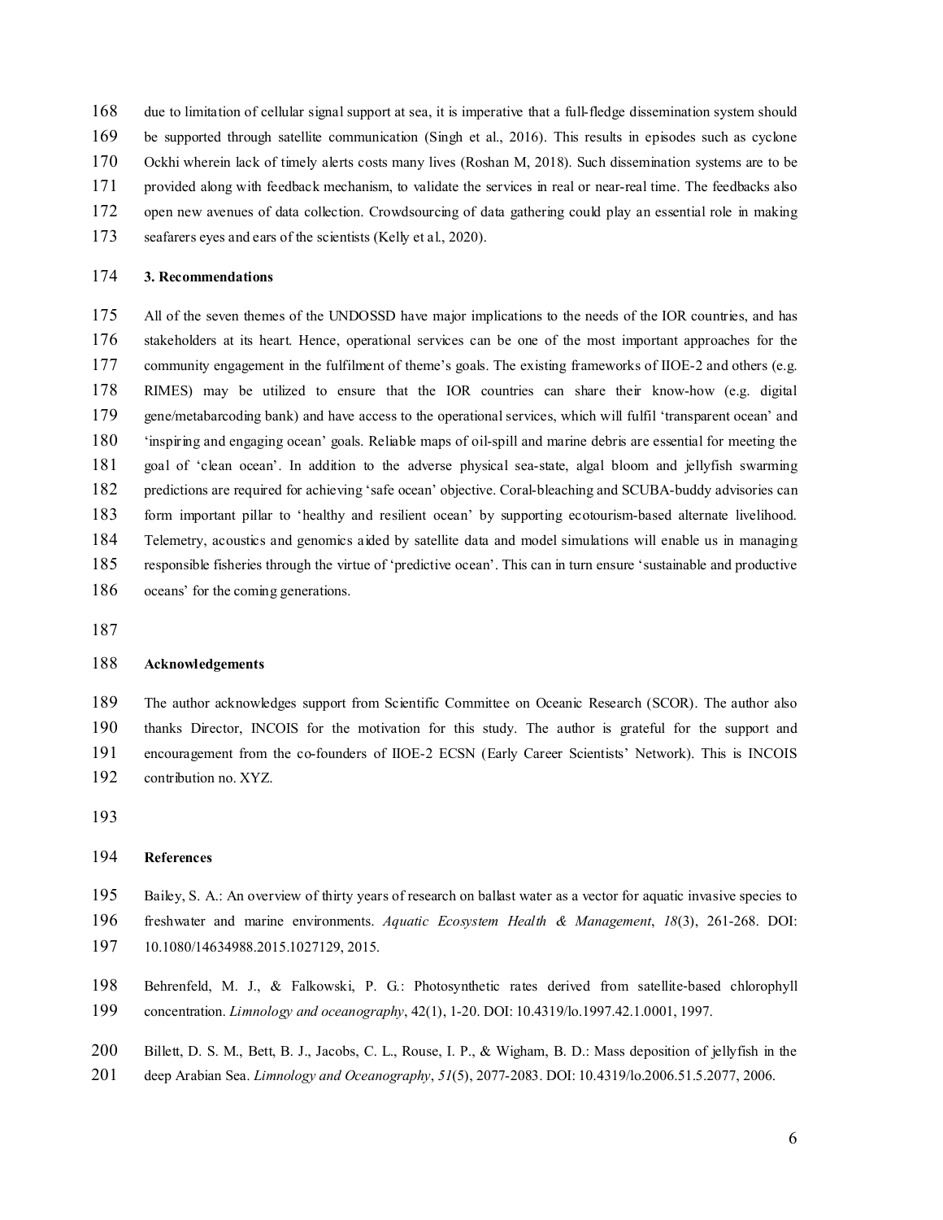due to limitation of cellular signal support at sea, it is imperative that a full-fledge dissemination system should be supported through satellite communication (Singh et al., 2016). This results in episodes such as cyclone Ockhi wherein lack of timely alerts costs many lives (Roshan M, 2018). Such dissemination systems are to be provided along with feedback mechanism, to validate the services in real or near-real time. The feedbacks also open new avenues of data collection. Crowdsourcing of data gathering could play an essential role in making seafarers eyes and ears of the scientists (Kelly et al., 2020).

## 3. Recommendations

All of the seven themes of the UNDOSSD have major implications to the needs of the IOR countries, and has stakeholders at its heart. Hence, operational services can be one of the most important approaches for the community engagement in the fulfilment of theme's goals. The existing frameworks of IIOE-2 and others (e.g. RIMES) may be utilized to ensure that the IOR countries can share their know-how (e.g. digital gene/metabarcoding bank) and have access to the operational services, which will fulfil 'transparent ocean' and 'inspiring and engaging ocean' goals. Reliable maps of oil-spill and marine debris are essential for meeting the goal of 'clean ocean'. In addition to the adverse physical sea-state, algal bloom and jellyfish swarming predictions are required for achieving 'safe ocean' objective. Coral-bleaching and SCUBA-buddy advisories can form important pillar to 'healthy and resilient ocean' by supporting ecotourism-based alternate livelihood. Telemetry, acoustics and genomics aided by satellite data and model simulations will enable us in managing responsible fisheries through the virtue of 'predictive ocean'. This can in turn ensure 'sustainable and productive oceans' for the coming generations.

## Acknowledgements

The author acknowledges support from Scientific Committee on Oceanic Research (SCOR). The author also thanks Director, INCOIS for the motivation for this study. The author is grateful for the support and encouragement from the co-founders of IIOE-2 ECSN (Early Career Scientists' Network). This is INCOIS contribution no. XYZ.

## References

Bailey, S. A.: An overview of thirty years of research on ballast water as a vector for aquatic invasive species to freshwater and marine environments. *Aquatic Ecosystem Health & Management*, *18*(3), 261-268. DOI: 10.1080/14634988.2015.1027129, 2015.

Behrenfeld, M. J., & Falkowski, P. G.: Photosynthetic rates derived from satellite-based chlorophyll concentration. *Limnology and oceanography*, 42(1), 1-20. DOI: 10.4319/lo.1997.42.1.0001, 1997.

Billett, D. S. M., Bett, B. J., Jacobs, C. L., Rouse, I. P., & Wigham, B. D.: Mass deposition of jellyfish in the deep Arabian Sea. *Limnology and Oceanography*, *51*(5), 2077-2083. DOI: 10.4319/lo.2006.51.5.2077, 2006.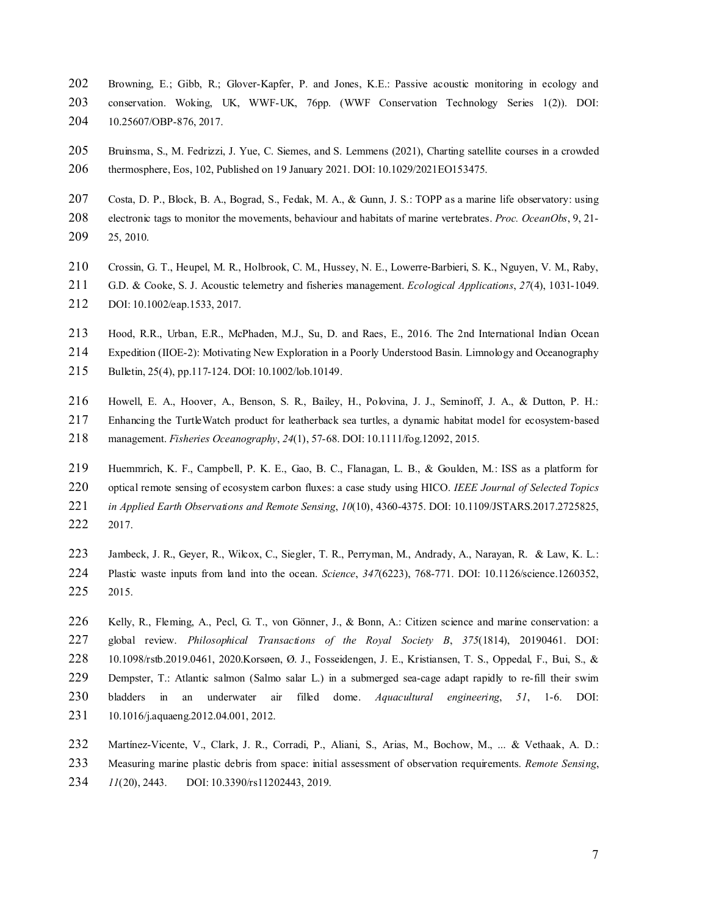Browning, E.; Gibb, R.; Glover-Kapfer, P. and Jones, K.E.: Passive acoustic monitoring in ecology and conservation. Woking, UK, WWF-UK, 76pp. (WWF Conservation Technology Series 1(2)). DOI: 10.25607/OBP-876, 2017.

Bruinsma, S., M. Fedrizzi, J. Yue, C. Siemes, and S. Lemmens (2021), Charting satellite courses in a crowded thermosphere, Eos, 102, Published on 19 January 2021. DOI: 10.1029/2021EO153475.

Costa, D. P., Block, B. A., Bograd, S., Fedak, M. A., & Gunn, J. S.: TOPP as a marine life observatory: using electronic tags to monitor the movements, behaviour and habitats of marine vertebrates. *Proc. OceanObs*, 9, 21-25, 2010.

Crossin, G. T., Heupel, M. R., Holbrook, C. M., Hussey, N. E., Lowerre-Barbieri, S. K., Nguyen, V. M., Raby, G.D. & Cooke, S. J. Acoustic telemetry and fisheries management. *Ecological Applications*, *27*(4), 1031-1049. DOI: 10.1002/eap.1533, 2017.

Hood, R.R., Urban, E.R., McPhaden, M.J., Su, D. and Raes, E., 2016. The 2nd International Indian Ocean Expedition (IIOE-2): Motivating New Exploration in a Poorly Understood Basin. Limnology and Oceanography Bulletin, 25(4), pp.117-124. DOI: 10.1002/lob.10149.

Howell, E. A., Hoover, A., Benson, S. R., Bailey, H., Polovina, J. J., Seminoff, J. A., & Dutton, P. H.: Enhancing the TurtleWatch product for leatherback sea turtles, a dynamic habitat model for ecosystem-based management. *Fisheries Oceanography*, *24*(1), 57-68. DOI: 10.1111/fog.12092, 2015.

Huemmrich, K. F., Campbell, P. K. E., Gao, B. C., Flanagan, L. B., & Goulden, M.: ISS as a platform for optical remote sensing of ecosystem carbon fluxes: a case study using HICO. *IEEE Journal of Selected Topics in Applied Earth Observations and Remote Sensing*, *10*(10), 4360-4375. DOI: 10.1109/JSTARS.2017.2725825, 2017.

Jambeck, J. R., Geyer, R., Wilcox, C., Siegler, T. R., Perryman, M., Andrady, A., Narayan, R. & Law, K. L.: Plastic waste inputs from land into the ocean. *Science*, *347*(6223), 768-771. DOI: 10.1126/science.1260352, 2015.

Kelly, R., Fleming, A., Pecl, G. T., von Gönner, J., & Bonn, A.: Citizen science and marine conservation: a global review. *Philosophical Transactions of the Royal Society B*, *375*(1814), 20190461. DOI: 10.1098/rstb.2019.0461, 2020.Korsøen, Ø. J., Fosseidengen, J. E., Kristiansen, T. S., Oppedal, F., Bui, S., & Dempster, T.: Atlantic salmon (Salmo salar L.) in a submerged sea-cage adapt rapidly to re-fill their swim bladders in an underwater air filled dome. *Aquacultural engineering*, *51*, 1-6. DOI: 10.1016/j.aquaeng.2012.04.001, 2012.

Martínez-Vicente, V., Clark, J. R., Corradi, P., Aliani, S., Arias, M., Bochow, M., ... & Vethaak, A. D.: Measuring marine plastic debris from space: initial assessment of observation requirements. *Remote Sensing*, *11*(20), 2443. DOI: 10.3390/rs11202443, 2019.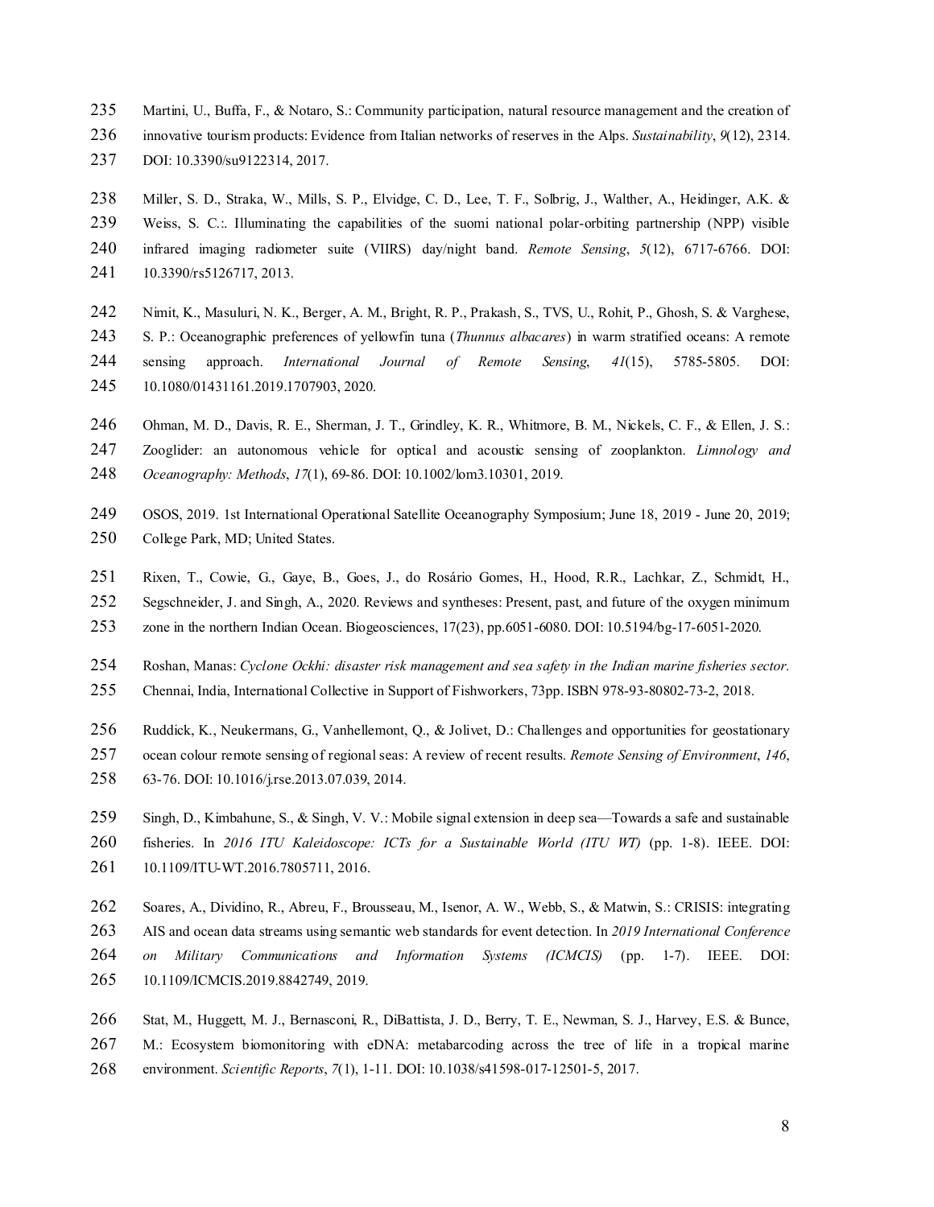Martini, U., Buffa, F., & Notaro, S.: Community participation, natural resource management and the creation of innovative tourism products: Evidence from Italian networks of reserves in the Alps. *Sustainability*, *9*(12), 2314. DOI: 10.3390/su9122314, 2017.

Miller, S. D., Straka, W., Mills, S. P., Elvidge, C. D., Lee, T. F., Solbrig, J., Walther, A., Heidinger, A.K. & Weiss, S. C.:. Illuminating the capabilities of the suomi national polar-orbiting partnership (NPP) visible infrared imaging radiometer suite (VIIRS) day/night band. *Remote Sensing*, *5*(12), 6717-6766. DOI: 10.3390/rs5126717, 2013.

Nimit, K., Masuluri, N. K., Berger, A. M., Bright, R. P., Prakash, S., TVS, U., Rohit, P., Ghosh, S. & Varghese, S. P.: Oceanographic preferences of yellowfin tuna (*Thunnus albacares*) in warm stratified oceans: A remote sensing approach. *International Journal of Remote Sensing*, *41*(15), 5785-5805. DOI: 10.1080/01431161.2019.1707903, 2020.

Ohman, M. D., Davis, R. E., Sherman, J. T., Grindley, K. R., Whitmore, B. M., Nickels, C. F., & Ellen, J. S.: Zooglider: an autonomous vehicle for optical and acoustic sensing of zooplankton. *Limnology and Oceanography: Methods*, *17*(1), 69-86. DOI: 10.1002/lom3.10301, 2019.

OSOS, 2019. 1st International Operational Satellite Oceanography Symposium; June 18, 2019 - June 20, 2019; College Park, MD; United States.

Rixen, T., Cowie, G., Gaye, B., Goes, J., do Rosário Gomes, H., Hood, R.R., Lachkar, Z., Schmidt, H., Segschneider, J. and Singh, A., 2020. Reviews and syntheses: Present, past, and future of the oxygen minimum zone in the northern Indian Ocean. Biogeosciences, 17(23), pp.6051-6080. DOI: 10.5194/bg-17-6051-2020.

Roshan, Manas: *Cyclone Ockhi: disaster risk management and sea safety in the Indian marine fisheries sector.* Chennai, India, International Collective in Support of Fishworkers, 73pp. ISBN 978-93-80802-73-2, 2018.

Ruddick, K., Neukermans, G., Vanhellemont, Q., & Jolivet, D.: Challenges and opportunities for geostationary ocean colour remote sensing of regional seas: A review of recent results. *Remote Sensing of Environment*, *146*, 63-76. DOI: 10.1016/j.rse.2013.07.039, 2014.

Singh, D., Kimbahune, S., & Singh, V. V.: Mobile signal extension in deep sea—Towards a safe and sustainable fisheries. In *2016 ITU Kaleidoscope: ICTs for a Sustainable World (ITU WT)* (pp. 1-8). IEEE. DOI: 10.1109/ITU-WT.2016.7805711, 2016.

Soares, A., Dividino, R., Abreu, F., Brousseau, M., Isenor, A. W., Webb, S., & Matwin, S.: CRISIS: integrating AIS and ocean data streams using semantic web standards for event detection. In *2019 International Conference on Military Communications and Information Systems (ICMCIS)* (pp. 1-7). IEEE. DOI: 10.1109/ICMCIS.2019.8842749, 2019.

Stat, M., Huggett, M. J., Bernasconi, R., DiBattista, J. D., Berry, T. E., Newman, S. J., Harvey, E.S. & Bunce, M.: Ecosystem biomonitoring with eDNA: metabarcoding across the tree of life in a tropical marine environment. *Scientific Reports*, *7*(1), 1-11. DOI: 10.1038/s41598-017-12501-5, 2017.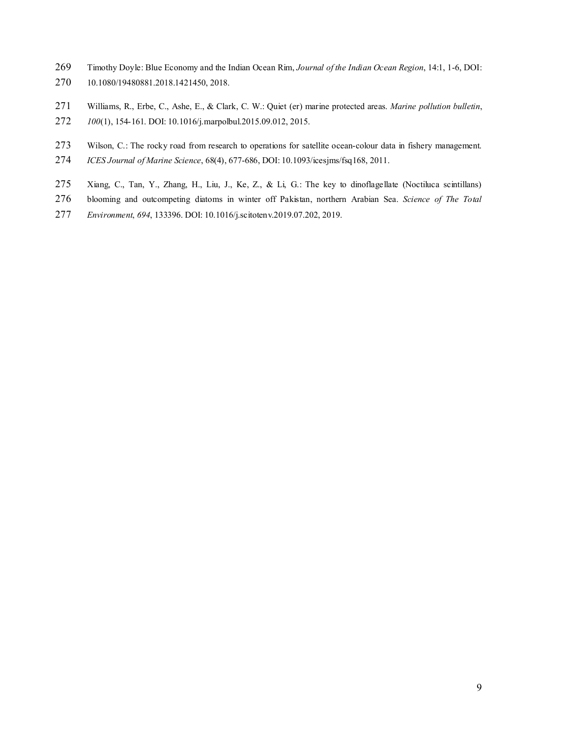Timothy Doyle: Blue Economy and the Indian Ocean Rim, *Journal of the Indian Ocean Region*, 14:1, 1-6, DOI: 10.1080/19480881.2018.1421450, 2018.

Williams, R., Erbe, C., Ashe, E., & Clark, C. W.: Quiet (er) marine protected areas. *Marine pollution bulletin*, *100*(1), 154-161. DOI: 10.1016/j.marpolbul.2015.09.012, 2015.

Wilson, C.: The rocky road from research to operations for satellite ocean-colour data in fishery management. *ICES Journal of Marine Science*, 68(4), 677-686, DOI: 10.1093/icesjms/fsq168, 2011.

Xiang, C., Tan, Y., Zhang, H., Liu, J., Ke, Z., & Li, G.: The key to dinoflagellate (Noctiluca scintillans) blooming and outcompeting diatoms in winter off Pakistan, northern Arabian Sea. *Science of The Total Environment*, *694*, 133396. DOI: 10.1016/j.scitotenv.2019.07.202, 2019.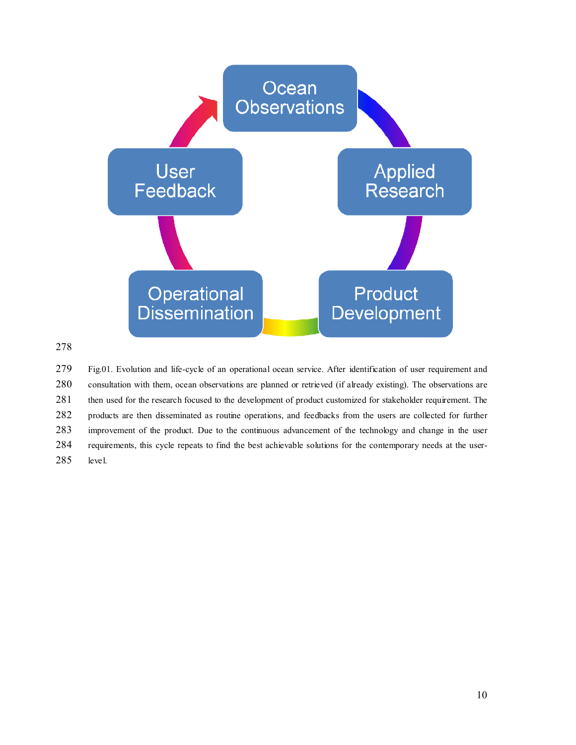Ocean Observations

Applied Research

Product Development

Operational Dissemination

User Feedback

Fig.01. Evolution and life-cycle of an operational ocean service. After identification of user requirement and consultation with them, ocean observations are planned or retrieved (if already existing). The observations are then used for the research focused to the development of product customized for stakeholder requirement. The products are then disseminated as routine operations, and feedbacks from the users are collected for further improvement of the product. Due to the continuous advancement of the technology and change in the user requirements, this cycle repeats to find the best achievable solutions for the contemporary needs at the user-level.